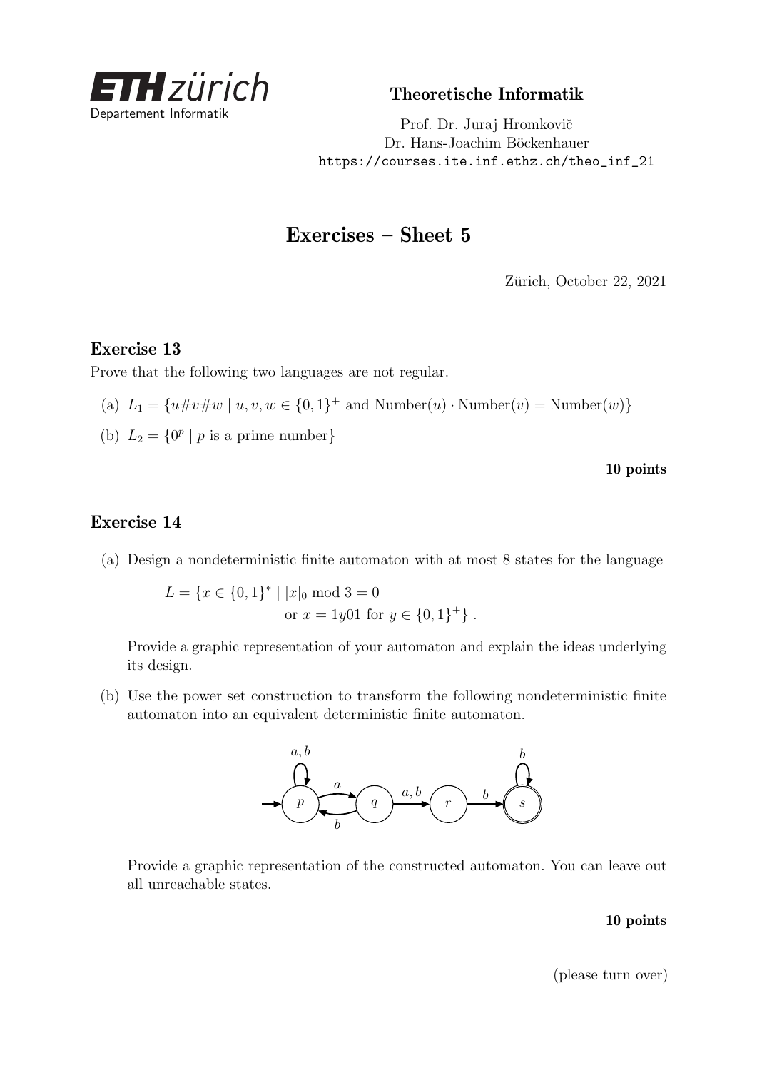Theoretische Informatik

Prof. Dr. Juraj Hromkovič
Dr. Hans-Joachim Böckenhauer
https://courses.ite.inf.ethz.ch/theo_inf_21

# Exercises – Sheet 5

Zürich, October 22, 2021

## Exercise 13

Prove that the following two languages are not regular.

(a) $L_1 = \{u\#v\#w \mid u, v, w \in \{0,1\}^+ \text{ and } \text{Number}(u) \cdot \text{Number}(v) = \text{Number}(w)\}$

(b) $L_2 = \{0^p \mid p \text{ is a prime number}\}$

**10 points**

## Exercise 14

(a) Design a nondeterministic finite automaton with at most 8 states for the language

$$L = \{x \in \{0,1\}^* \mid |x|_0 \bmod 3 = 0 \text{ or } x = 1y01 \text{ for } y \in \{0,1\}^+\}\ .$$

Provide a graphic representation of your automaton and explain the ideas underlying its design.

(b) Use the power set construction to transform the following nondeterministic finite automaton into an equivalent deterministic finite automaton.

Provide a graphic representation of the constructed automaton. You can leave out all unreachable states.

**10 points**

(please turn over)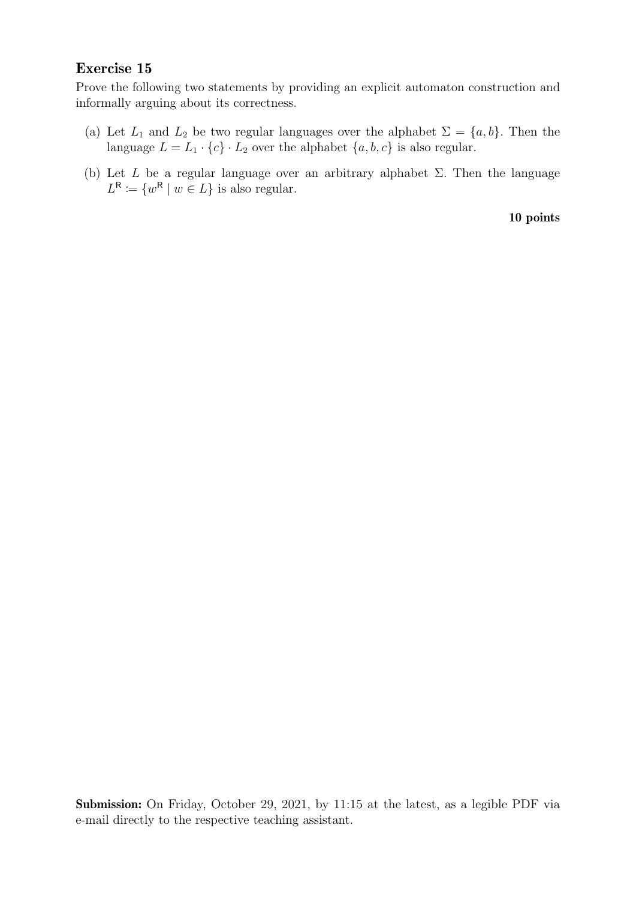## Exercise 15

Prove the following two statements by providing an explicit automaton construction and informally arguing about its correctness.

(a) Let $L_1$ and $L_2$ be two regular languages over the alphabet $\Sigma = \{a, b\}$. Then the language $L = L_1 \cdot \{c\} \cdot L_2$ over the alphabet $\{a, b, c\}$ is also regular.

(b) Let $L$ be a regular language over an arbitrary alphabet $\Sigma$. Then the language $L^{\mathsf{R}} := \{w^{\mathsf{R}} \mid w \in L\}$ is also regular.

**10 points**

**Submission:** On Friday, October 29, 2021, by 11:15 at the latest, as a legible PDF via e-mail directly to the respective teaching assistant.